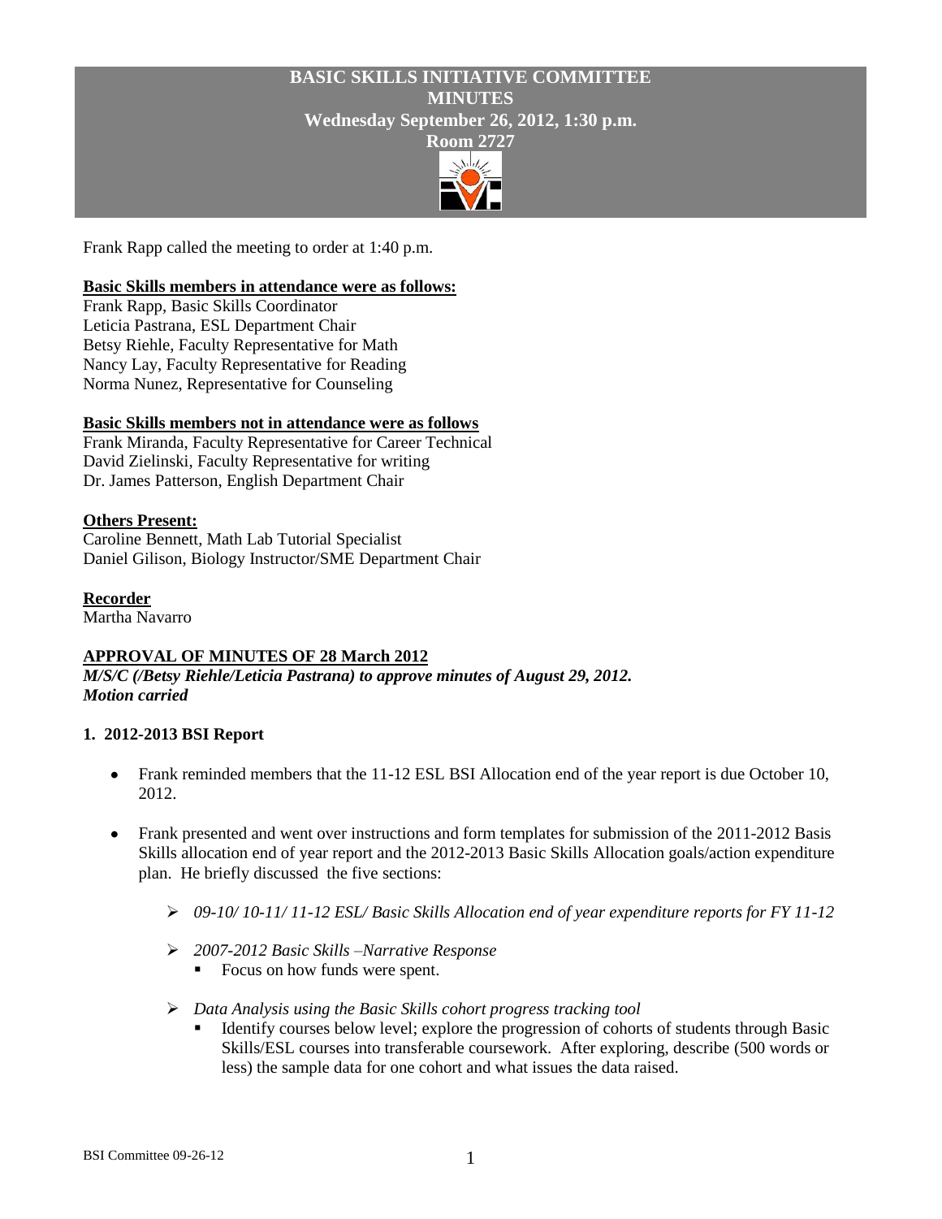# BASIC SKILLS INITIATIVE COMMITTEE
# MINUTES
**Wednesday September 26, 2012, 1:30 p.m.**
**Room 2727**

Frank Rapp called the meeting to order at 1:40 p.m.

**Basic Skills members in attendance were as follows:**

Frank Rapp, Basic Skills Coordinator
Leticia Pastrana, ESL Department Chair
Betsy Riehle, Faculty Representative for Math
Nancy Lay, Faculty Representative for Reading
Norma Nunez, Representative for Counseling

**Basic Skills members not in attendance were as follows**

Frank Miranda, Faculty Representative for Career Technical
David Zielinski, Faculty Representative for writing
Dr. James Patterson, English Department Chair

**Others Present:**

Caroline Bennett, Math Lab Tutorial Specialist
Daniel Gilison, Biology Instructor/SME Department Chair

**Recorder**

Martha Navarro

**APPROVAL OF MINUTES OF 28 March 2012**

***M/S/C (/Betsy Riehle/Leticia Pastrana) to approve minutes of August 29, 2012.***
***Motion carried***

**1. 2012-2013 BSI Report**

- Frank reminded members that the 11-12 ESL BSI Allocation end of the year report is due October 10, 2012.
- Frank presented and went over instructions and form templates for submission of the 2011-2012 Basis Skills allocation end of year report and the 2012-2013 Basic Skills Allocation goals/action expenditure plan. He briefly discussed the five sections:
  - *09-10/ 10-11/ 11-12 ESL/ Basic Skills Allocation end of year expenditure reports for FY 11-12*
  - *2007-2012 Basic Skills –Narrative Response*
    - Focus on how funds were spent.
  - *Data Analysis using the Basic Skills cohort progress tracking tool*
    - Identify courses below level; explore the progression of cohorts of students through Basic Skills/ESL courses into transferable coursework. After exploring, describe (500 words or less) the sample data for one cohort and what issues the data raised.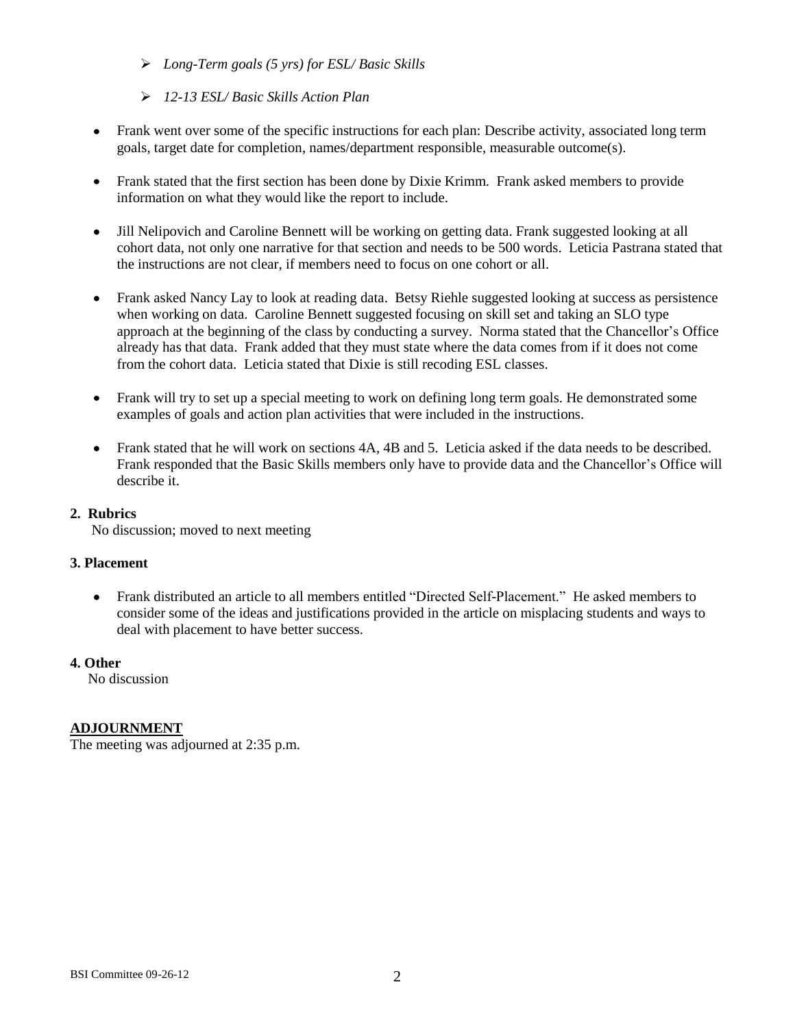- *Long-Term goals (5 yrs) for ESL/ Basic Skills*
- *12-13 ESL/ Basic Skills Action Plan*

- Frank went over some of the specific instructions for each plan: Describe activity, associated long term goals, target date for completion, names/department responsible, measurable outcome(s).
- Frank stated that the first section has been done by Dixie Krimm. Frank asked members to provide information on what they would like the report to include.
- Jill Nelipovich and Caroline Bennett will be working on getting data. Frank suggested looking at all cohort data, not only one narrative for that section and needs to be 500 words. Leticia Pastrana stated that the instructions are not clear, if members need to focus on one cohort or all.
- Frank asked Nancy Lay to look at reading data. Betsy Riehle suggested looking at success as persistence when working on data. Caroline Bennett suggested focusing on skill set and taking an SLO type approach at the beginning of the class by conducting a survey. Norma stated that the Chancellor's Office already has that data. Frank added that they must state where the data comes from if it does not come from the cohort data. Leticia stated that Dixie is still recoding ESL classes.
- Frank will try to set up a special meeting to work on defining long term goals. He demonstrated some examples of goals and action plan activities that were included in the instructions.
- Frank stated that he will work on sections 4A, 4B and 5. Leticia asked if the data needs to be described. Frank responded that the Basic Skills members only have to provide data and the Chancellor's Office will describe it.

**2. Rubrics**

No discussion; moved to next meeting

**3. Placement**

- Frank distributed an article to all members entitled "Directed Self-Placement." He asked members to consider some of the ideas and justifications provided in the article on misplacing students and ways to deal with placement to have better success.

**4. Other**

No discussion

**ADJOURNMENT**

The meeting was adjourned at 2:35 p.m.